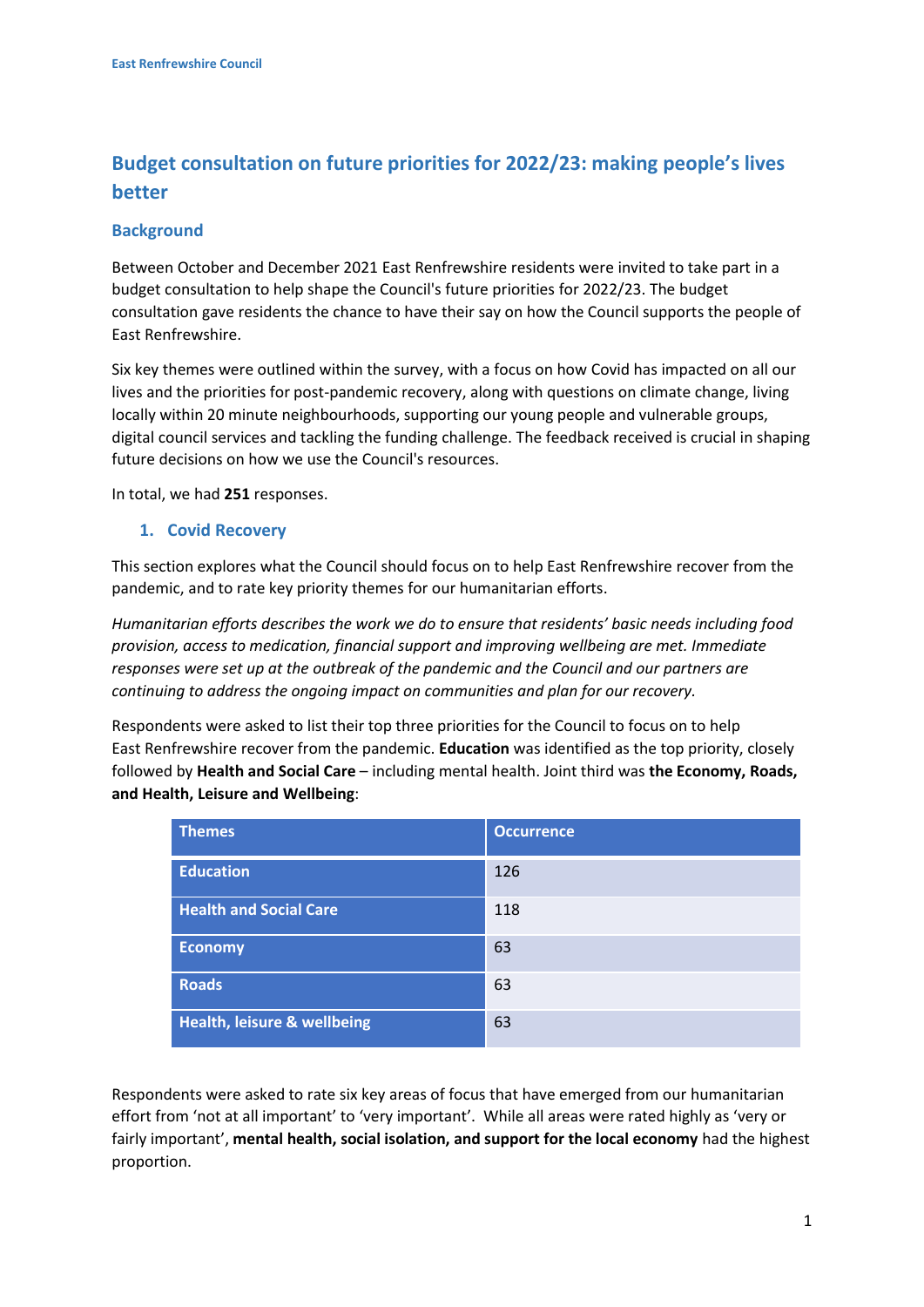# Budget consultation on future priorities for 2022/23: making people's lives better

## Background

Between October and December 2021 East Renfrewshire residents were invited to take part in a budget consultation to help shape the Council's future priorities for 2022/23. The budget consultation gave residents the chance to have their say on how the Council supports the people of East Renfrewshire.

Six key themes were outlined within the survey, with a focus on how Covid has impacted on all our lives and the priorities for post-pandemic recovery, along with questions on climate change, living locally within 20 minute neighbourhoods, supporting our young people and vulnerable groups, digital council services and tackling the funding challenge. The feedback received is crucial in shaping future decisions on how we use the Council's resources.

In total, we had **251** responses.

### 1. Covid Recovery

This section explores what the Council should focus on to help East Renfrewshire recover from the pandemic, and to rate key priority themes for our humanitarian efforts.

*Humanitarian efforts describes the work we do to ensure that residents' basic needs including food provision, access to medication, financial support and improving wellbeing are met. Immediate responses were set up at the outbreak of the pandemic and the Council and our partners are continuing to address the ongoing impact on communities and plan for our recovery.*

Respondents were asked to list their top three priorities for the Council to focus on to help East Renfrewshire recover from the pandemic. **Education** was identified as the top priority, closely followed by **Health and Social Care** – including mental health. Joint third was **the Economy, Roads, and Health, Leisure and Wellbeing**:

| Themes | Occurrence |
|---|---|
| Education | 126 |
| Health and Social Care | 118 |
| Economy | 63 |
| Roads | 63 |
| Health, leisure & wellbeing | 63 |

Respondents were asked to rate six key areas of focus that have emerged from our humanitarian effort from 'not at all important' to 'very important'. While all areas were rated highly as 'very or fairly important', **mental health, social isolation, and support for the local economy** had the highest proportion.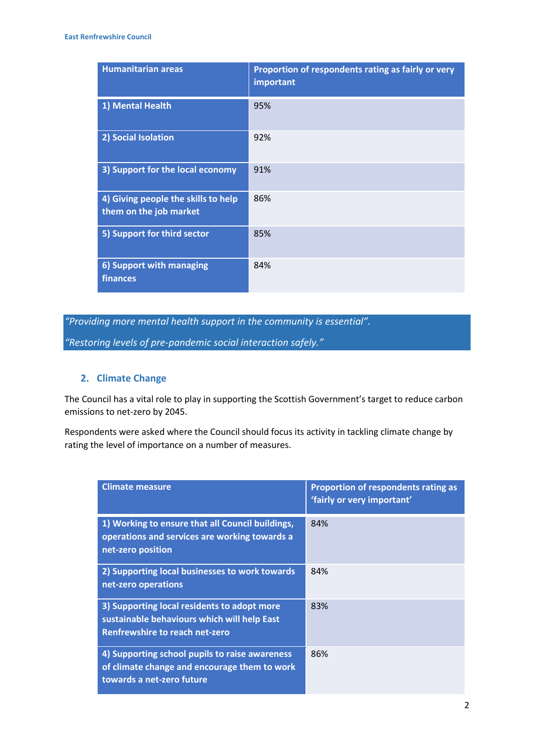| Humanitarian areas | Proportion of respondents rating as fairly or very important |
|---|---|
| 1) Mental Health | 95% |
| 2) Social Isolation | 92% |
| 3) Support for the local economy | 91% |
| 4) Giving people the skills to help them on the job market | 86% |
| 5) Support for third sector | 85% |
| 6) Support with managing finances | 84% |

*“Providing more mental health support in the community is essential”.*

*“Restoring levels of pre-pandemic social interaction safely.”*

## 2. Climate Change

The Council has a vital role to play in supporting the Scottish Government’s target to reduce carbon emissions to net-zero by 2045.

Respondents were asked where the Council should focus its activity in tackling climate change by rating the level of importance on a number of measures.

| Climate measure | Proportion of respondents rating as ‘fairly or very important’ |
|---|---|
| 1) Working to ensure that all Council buildings, operations and services are working towards a net-zero position | 84% |
| 2) Supporting local businesses to work towards net-zero operations | 84% |
| 3) Supporting local residents to adopt more sustainable behaviours which will help East Renfrewshire to reach net-zero | 83% |
| 4) Supporting school pupils to raise awareness of climate change and encourage them to work towards a net-zero future | 86% |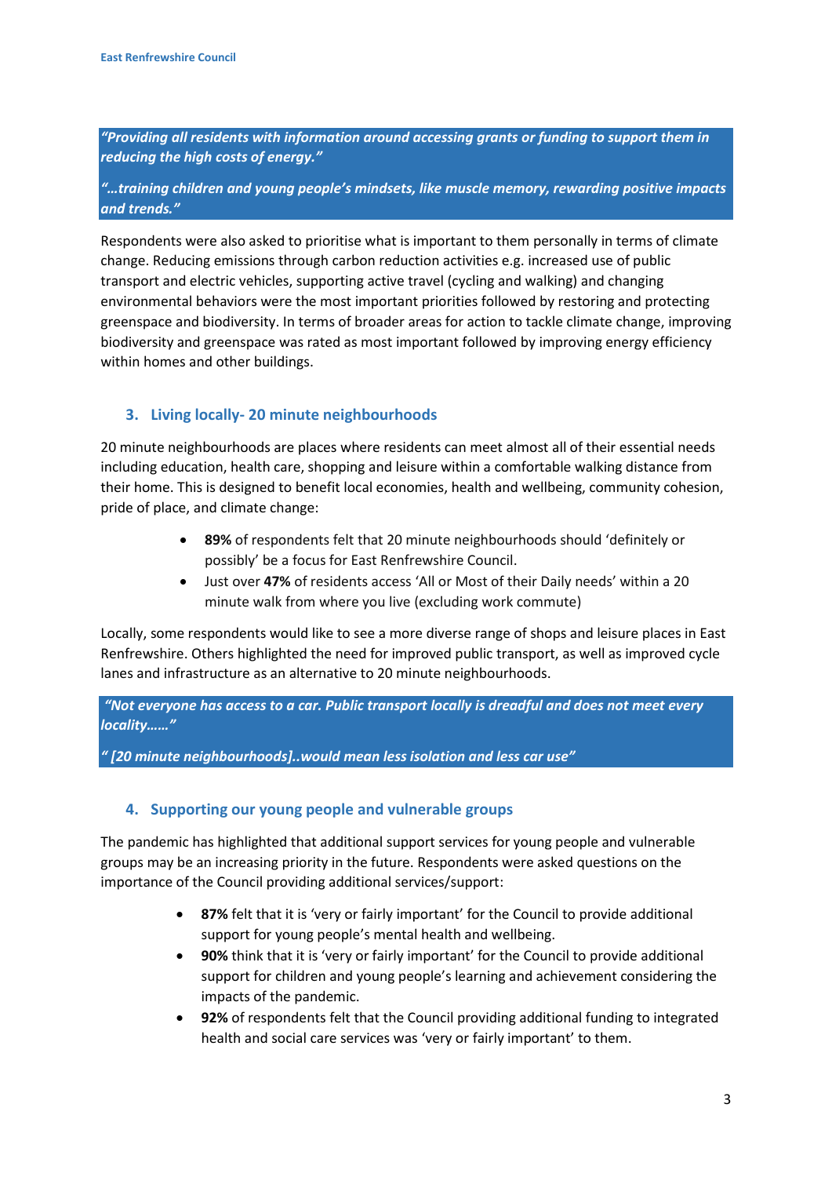*"Providing all residents with information around accessing grants or funding to support them in reducing the high costs of energy."*

*"…training children and young people's mindsets, like muscle memory, rewarding positive impacts and trends."*

Respondents were also asked to prioritise what is important to them personally in terms of climate change. Reducing emissions through carbon reduction activities e.g. increased use of public transport and electric vehicles, supporting active travel (cycling and walking) and changing environmental behaviors were the most important priorities followed by restoring and protecting greenspace and biodiversity. In terms of broader areas for action to tackle climate change, improving biodiversity and greenspace was rated as most important followed by improving energy efficiency within homes and other buildings.

## 3. Living locally- 20 minute neighbourhoods

20 minute neighbourhoods are places where residents can meet almost all of their essential needs including education, health care, shopping and leisure within a comfortable walking distance from their home. This is designed to benefit local economies, health and wellbeing, community cohesion, pride of place, and climate change:

- **89%** of respondents felt that 20 minute neighbourhoods should 'definitely or possibly' be a focus for East Renfrewshire Council.
- Just over **47%** of residents access 'All or Most of their Daily needs' within a 20 minute walk from where you live (excluding work commute)

Locally, some respondents would like to see a more diverse range of shops and leisure places in East Renfrewshire. Others highlighted the need for improved public transport, as well as improved cycle lanes and infrastructure as an alternative to 20 minute neighbourhoods.

*"Not everyone has access to a car. Public transport locally is dreadful and does not meet every locality……"*

*" [20 minute neighbourhoods]..would mean less isolation and less car use"*

## 4. Supporting our young people and vulnerable groups

The pandemic has highlighted that additional support services for young people and vulnerable groups may be an increasing priority in the future. Respondents were asked questions on the importance of the Council providing additional services/support:

- **87%** felt that it is 'very or fairly important' for the Council to provide additional support for young people's mental health and wellbeing.
- **90%** think that it is 'very or fairly important' for the Council to provide additional support for children and young people's learning and achievement considering the impacts of the pandemic.
- **92%** of respondents felt that the Council providing additional funding to integrated health and social care services was 'very or fairly important' to them.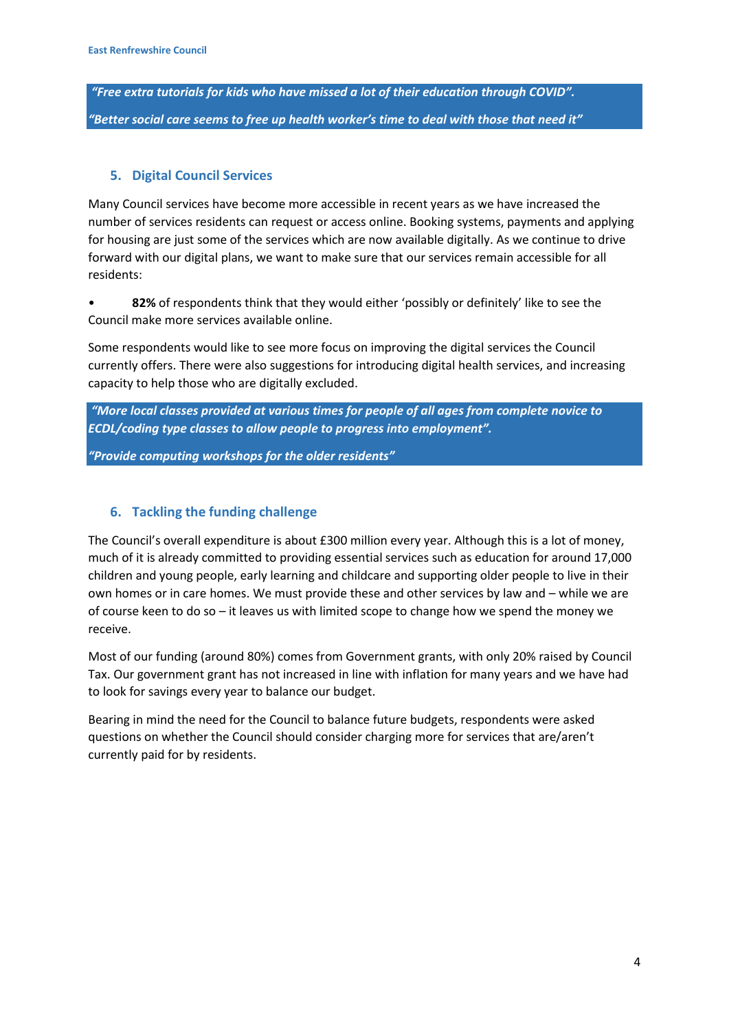***"Free extra tutorials for kids who have missed a lot of their education through COVID".***

***"Better social care seems to free up health worker's time to deal with those that need it"***

## 5. Digital Council Services

Many Council services have become more accessible in recent years as we have increased the number of services residents can request or access online. Booking systems, payments and applying for housing are just some of the services which are now available digitally. As we continue to drive forward with our digital plans, we want to make sure that our services remain accessible for all residents:

- **82%** of respondents think that they would either 'possibly or definitely' like to see the Council make more services available online.

Some respondents would like to see more focus on improving the digital services the Council currently offers. There were also suggestions for introducing digital health services, and increasing capacity to help those who are digitally excluded.

***"More local classes provided at various times for people of all ages from complete novice to ECDL/coding type classes to allow people to progress into employment".***

***"Provide computing workshops for the older residents"***

## 6. Tackling the funding challenge

The Council's overall expenditure is about £300 million every year. Although this is a lot of money, much of it is already committed to providing essential services such as education for around 17,000 children and young people, early learning and childcare and supporting older people to live in their own homes or in care homes. We must provide these and other services by law and – while we are of course keen to do so – it leaves us with limited scope to change how we spend the money we receive.

Most of our funding (around 80%) comes from Government grants, with only 20% raised by Council Tax. Our government grant has not increased in line with inflation for many years and we have had to look for savings every year to balance our budget.

Bearing in mind the need for the Council to balance future budgets, respondents were asked questions on whether the Council should consider charging more for services that are/aren't currently paid for by residents.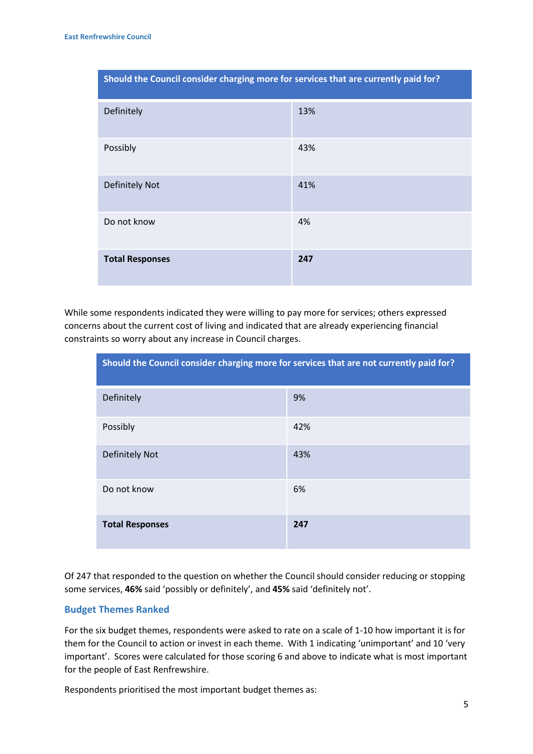| Should the Council consider charging more for services that are currently paid for? | |
|---|---|
| Definitely | 13% |
| Possibly | 43% |
| Definitely Not | 41% |
| Do not know | 4% |
| **Total Responses** | **247** |

While some respondents indicated they were willing to pay more for services; others expressed concerns about the current cost of living and indicated that are already experiencing financial constraints so worry about any increase in Council charges.

| Should the Council consider charging more for services that are not currently paid for? | |
|---|---|
| Definitely | 9% |
| Possibly | 42% |
| Definitely Not | 43% |
| Do not know | 6% |
| **Total Responses** | **247** |

Of 247 that responded to the question on whether the Council should consider reducing or stopping some services, **46%** said 'possibly or definitely', and **45%** said 'definitely not'.

### Budget Themes Ranked

For the six budget themes, respondents were asked to rate on a scale of 1-10 how important it is for them for the Council to action or invest in each theme. With 1 indicating 'unimportant' and 10 'very important'. Scores were calculated for those scoring 6 and above to indicate what is most important for the people of East Renfrewshire.

Respondents prioritised the most important budget themes as: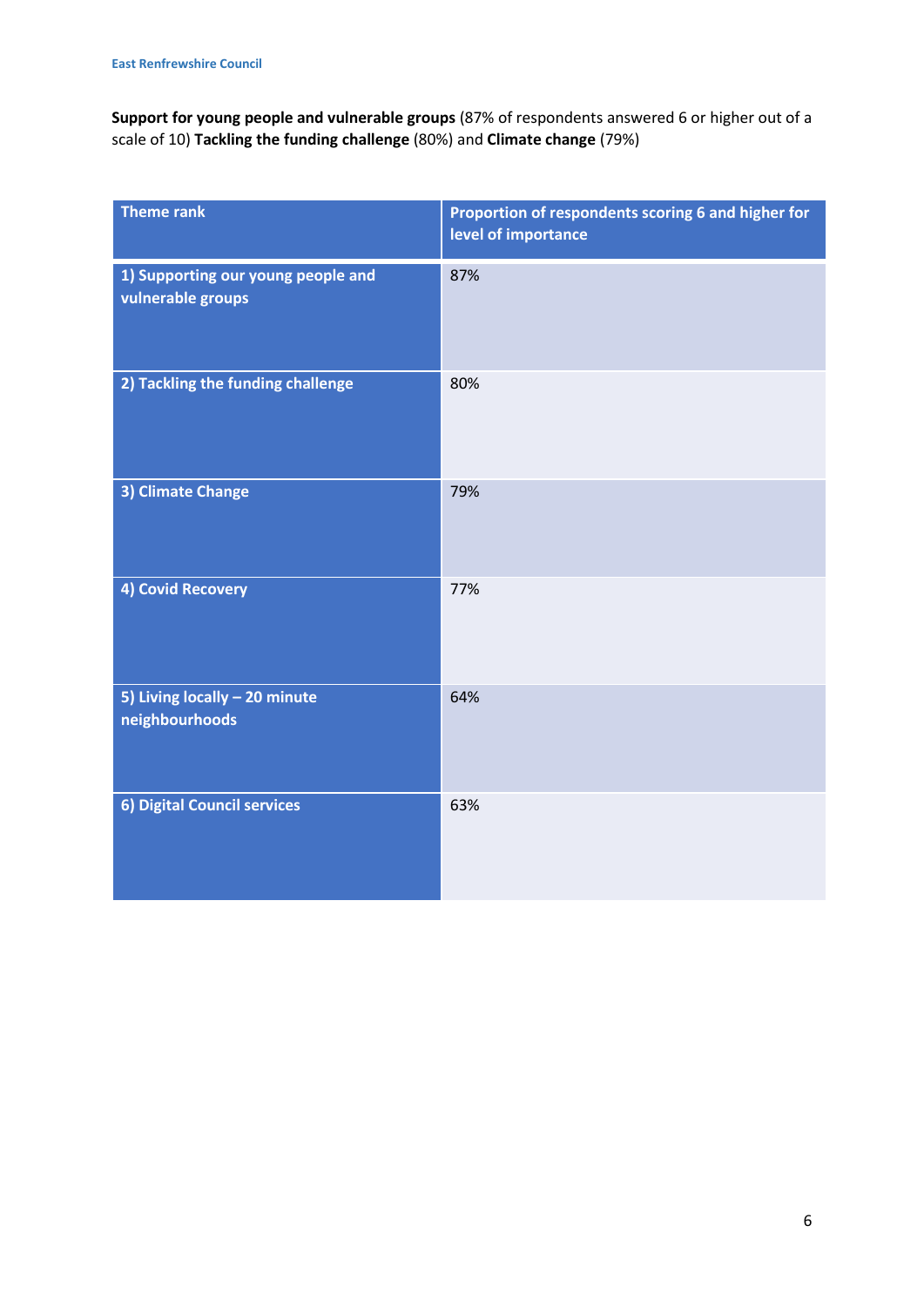**Support for young people and vulnerable groups** (87% of respondents answered 6 or higher out of a scale of 10) **Tackling the funding challenge** (80%) and **Climate change** (79%)

| Theme rank | Proportion of respondents scoring 6 and higher for level of importance |
|---|---|
| 1) Supporting our young people and vulnerable groups | 87% |
| 2) Tackling the funding challenge | 80% |
| 3) Climate Change | 79% |
| 4) Covid Recovery | 77% |
| 5) Living locally – 20 minute neighbourhoods | 64% |
| 6) Digital Council services | 63% |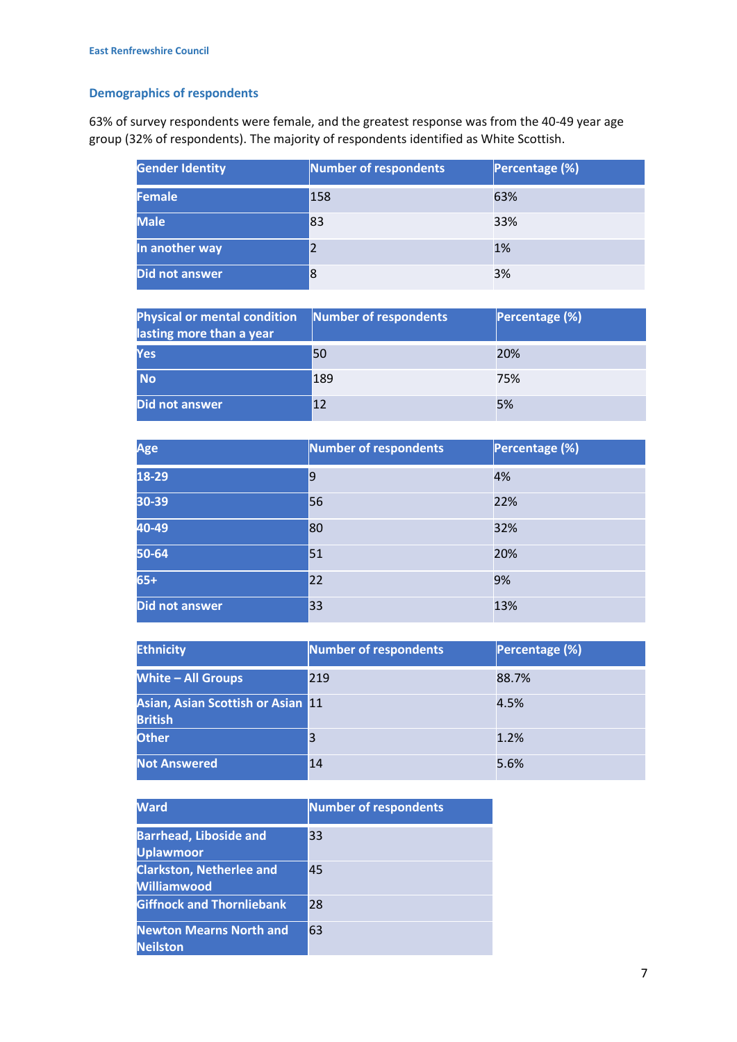## Demographics of respondents

63% of survey respondents were female, and the greatest response was from the 40-49 year age group (32% of respondents). The majority of respondents identified as White Scottish.

| Gender Identity | Number of respondents | Percentage (%) |
|---|---|---|
| Female | 158 | 63% |
| Male | 83 | 33% |
| In another way | 2 | 1% |
| Did not answer | 8 | 3% |

| Physical or mental condition lasting more than a year | Number of respondents | Percentage (%) |
|---|---|---|
| Yes | 50 | 20% |
| No | 189 | 75% |
| Did not answer | 12 | 5% |

| Age | Number of respondents | Percentage (%) |
|---|---|---|
| 18-29 | 9 | 4% |
| 30-39 | 56 | 22% |
| 40-49 | 80 | 32% |
| 50-64 | 51 | 20% |
| 65+ | 22 | 9% |
| Did not answer | 33 | 13% |

| Ethnicity | Number of respondents | Percentage (%) |
|---|---|---|
| White – All Groups | 219 | 88.7% |
| Asian, Asian Scottish or Asian British | 11 | 4.5% |
| Other | 3 | 1.2% |
| Not Answered | 14 | 5.6% |

| Ward | Number of respondents |
|---|---|
| Barrhead, Liboside and Uplawmoor | 33 |
| Clarkston, Netherlee and Williamwood | 45 |
| Giffnock and Thornliebank | 28 |
| Newton Mearns North and Neilston | 63 |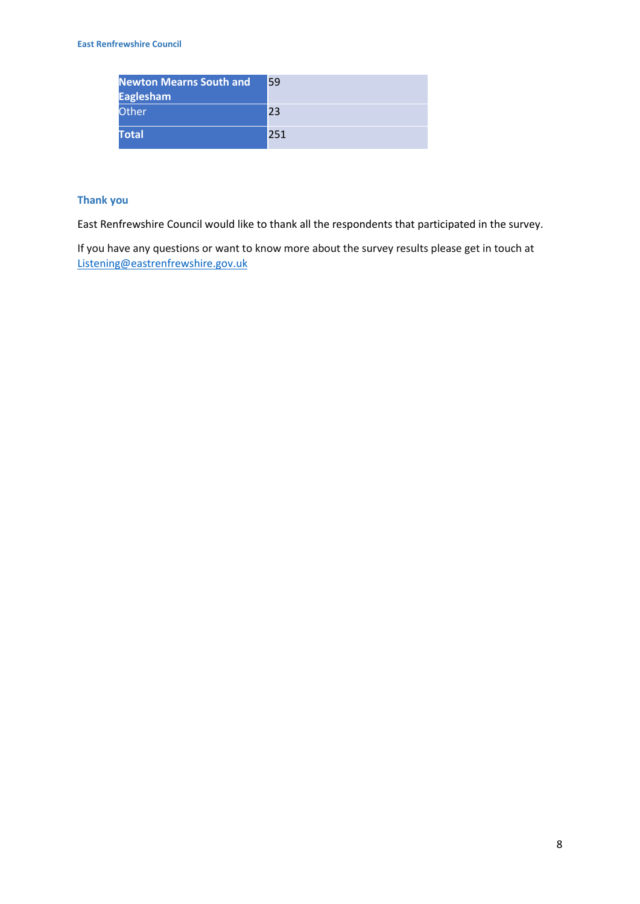| | |
|---|---|
| **Newton Mearns South and Eaglesham** | 59 |
| Other | 23 |
| **Total** | 251 |

## Thank you

East Renfrewshire Council would like to thank all the respondents that participated in the survey.

If you have any questions or want to know more about the survey results please get in touch at Listening@eastrenfrewshire.gov.uk